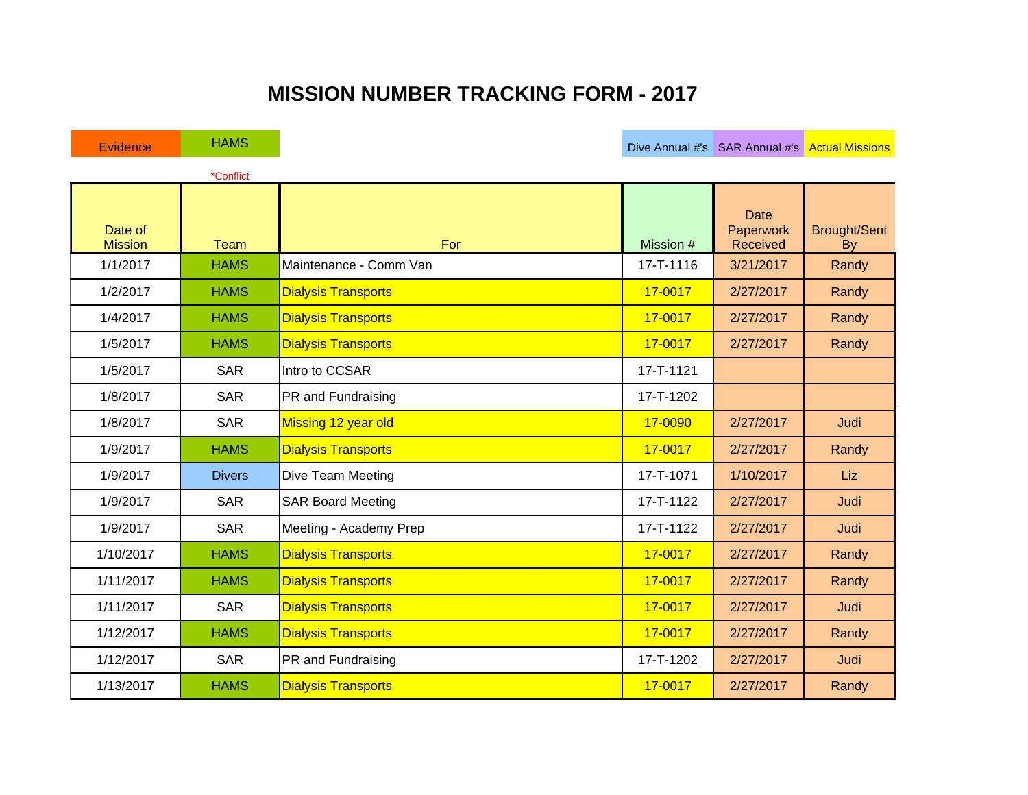# MISSION NUMBER TRACKING FORM - 2017

Evidence | HAMS | Dive Annual #'s | SAR Annual #'s | Actual Missions

*Conflict

| Date of Mission | Team | For | Mission # | Date Paperwork Received | Brought/Sent By |
|---|---|---|---|---|---|
| 1/1/2017 | HAMS | Maintenance - Comm Van | 17-T-1116 | 3/21/2017 | Randy |
| 1/2/2017 | HAMS | Dialysis Transports | 17-0017 | 2/27/2017 | Randy |
| 1/4/2017 | HAMS | Dialysis Transports | 17-0017 | 2/27/2017 | Randy |
| 1/5/2017 | HAMS | Dialysis Transports | 17-0017 | 2/27/2017 | Randy |
| 1/5/2017 | SAR | Intro to CCSAR | 17-T-1121 | | |
| 1/8/2017 | SAR | PR and Fundraising | 17-T-1202 | | |
| 1/8/2017 | SAR | Missing 12 year old | 17-0090 | 2/27/2017 | Judi |
| 1/9/2017 | HAMS | Dialysis Transports | 17-0017 | 2/27/2017 | Randy |
| 1/9/2017 | Divers | Dive Team Meeting | 17-T-1071 | 1/10/2017 | Liz |
| 1/9/2017 | SAR | SAR Board Meeting | 17-T-1122 | 2/27/2017 | Judi |
| 1/9/2017 | SAR | Meeting - Academy Prep | 17-T-1122 | 2/27/2017 | Judi |
| 1/10/2017 | HAMS | Dialysis Transports | 17-0017 | 2/27/2017 | Randy |
| 1/11/2017 | HAMS | Dialysis Transports | 17-0017 | 2/27/2017 | Randy |
| 1/11/2017 | SAR | Dialysis Transports | 17-0017 | 2/27/2017 | Judi |
| 1/12/2017 | HAMS | Dialysis Transports | 17-0017 | 2/27/2017 | Randy |
| 1/12/2017 | SAR | PR and Fundraising | 17-T-1202 | 2/27/2017 | Judi |
| 1/13/2017 | HAMS | Dialysis Transports | 17-0017 | 2/27/2017 | Randy |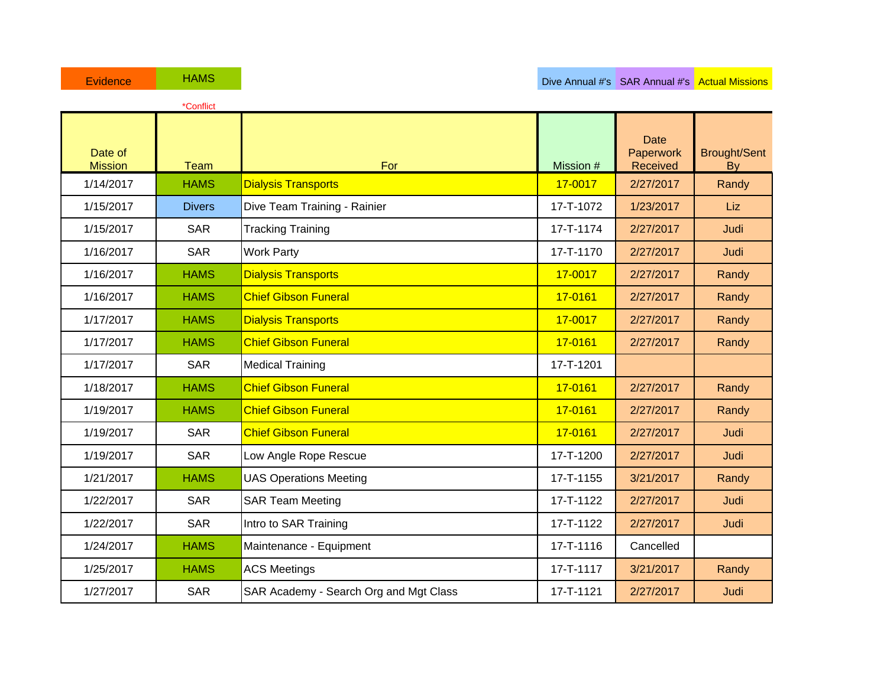| Evidence | HAMS | | | | Dive Annual #'s | SAR Annual #'s | Actual Missions |
|---|---|---|---|---|---|---|---|

*Conflict

| Date of Mission | Team | For | Mission # | Date Paperwork Received | Brought/Sent By |
|---|---|---|---|---|---|
| 1/14/2017 | HAMS | Dialysis Transports | 17-0017 | 2/27/2017 | Randy |
| 1/15/2017 | Divers | Dive Team Training - Rainier | 17-T-1072 | 1/23/2017 | Liz |
| 1/15/2017 | SAR | Tracking Training | 17-T-1174 | 2/27/2017 | Judi |
| 1/16/2017 | SAR | Work Party | 17-T-1170 | 2/27/2017 | Judi |
| 1/16/2017 | HAMS | Dialysis Transports | 17-0017 | 2/27/2017 | Randy |
| 1/16/2017 | HAMS | Chief Gibson Funeral | 17-0161 | 2/27/2017 | Randy |
| 1/17/2017 | HAMS | Dialysis Transports | 17-0017 | 2/27/2017 | Randy |
| 1/17/2017 | HAMS | Chief Gibson Funeral | 17-0161 | 2/27/2017 | Randy |
| 1/17/2017 | SAR | Medical Training | 17-T-1201 | | |
| 1/18/2017 | HAMS | Chief Gibson Funeral | 17-0161 | 2/27/2017 | Randy |
| 1/19/2017 | HAMS | Chief Gibson Funeral | 17-0161 | 2/27/2017 | Randy |
| 1/19/2017 | SAR | Chief Gibson Funeral | 17-0161 | 2/27/2017 | Judi |
| 1/19/2017 | SAR | Low Angle Rope Rescue | 17-T-1200 | 2/27/2017 | Judi |
| 1/21/2017 | HAMS | UAS Operations Meeting | 17-T-1155 | 3/21/2017 | Randy |
| 1/22/2017 | SAR | SAR Team Meeting | 17-T-1122 | 2/27/2017 | Judi |
| 1/22/2017 | SAR | Intro to SAR Training | 17-T-1122 | 2/27/2017 | Judi |
| 1/24/2017 | HAMS | Maintenance - Equipment | 17-T-1116 | Cancelled | |
| 1/25/2017 | HAMS | ACS Meetings | 17-T-1117 | 3/21/2017 | Randy |
| 1/27/2017 | SAR | SAR Academy - Search Org and Mgt Class | 17-T-1121 | 2/27/2017 | Judi |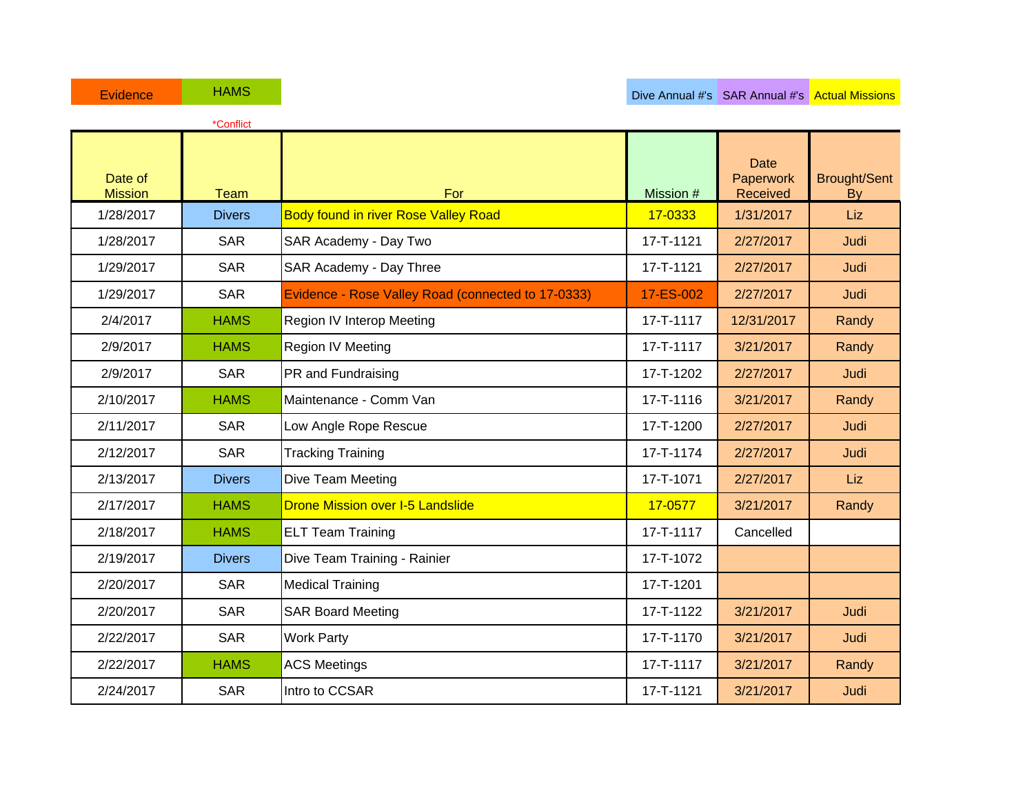Evidence | HAMS | Dive Annual #'s | SAR Annual #'s | Actual Missions

*Conflict

| Date of Mission | Team | For | Mission # | Date Paperwork Received | Brought/Sent By |
|---|---|---|---|---|---|
| 1/28/2017 | Divers | Body found in river Rose Valley Road | 17-0333 | 1/31/2017 | Liz |
| 1/28/2017 | SAR | SAR Academy - Day Two | 17-T-1121 | 2/27/2017 | Judi |
| 1/29/2017 | SAR | SAR Academy - Day Three | 17-T-1121 | 2/27/2017 | Judi |
| 1/29/2017 | SAR | Evidence - Rose Valley Road (connected to 17-0333) | 17-ES-002 | 2/27/2017 | Judi |
| 2/4/2017 | HAMS | Region IV Interop Meeting | 17-T-1117 | 12/31/2017 | Randy |
| 2/9/2017 | HAMS | Region IV Meeting | 17-T-1117 | 3/21/2017 | Randy |
| 2/9/2017 | SAR | PR and Fundraising | 17-T-1202 | 2/27/2017 | Judi |
| 2/10/2017 | HAMS | Maintenance - Comm Van | 17-T-1116 | 3/21/2017 | Randy |
| 2/11/2017 | SAR | Low Angle Rope Rescue | 17-T-1200 | 2/27/2017 | Judi |
| 2/12/2017 | SAR | Tracking Training | 17-T-1174 | 2/27/2017 | Judi |
| 2/13/2017 | Divers | Dive Team Meeting | 17-T-1071 | 2/27/2017 | Liz |
| 2/17/2017 | HAMS | Drone Mission over I-5 Landslide | 17-0577 | 3/21/2017 | Randy |
| 2/18/2017 | HAMS | ELT Team Training | 17-T-1117 | Cancelled | |
| 2/19/2017 | Divers | Dive Team Training - Rainier | 17-T-1072 | | |
| 2/20/2017 | SAR | Medical Training | 17-T-1201 | | |
| 2/20/2017 | SAR | SAR Board Meeting | 17-T-1122 | 3/21/2017 | Judi |
| 2/22/2017 | SAR | Work Party | 17-T-1170 | 3/21/2017 | Judi |
| 2/22/2017 | HAMS | ACS Meetings | 17-T-1117 | 3/21/2017 | Randy |
| 2/24/2017 | SAR | Intro to CCSAR | 17-T-1121 | 3/21/2017 | Judi |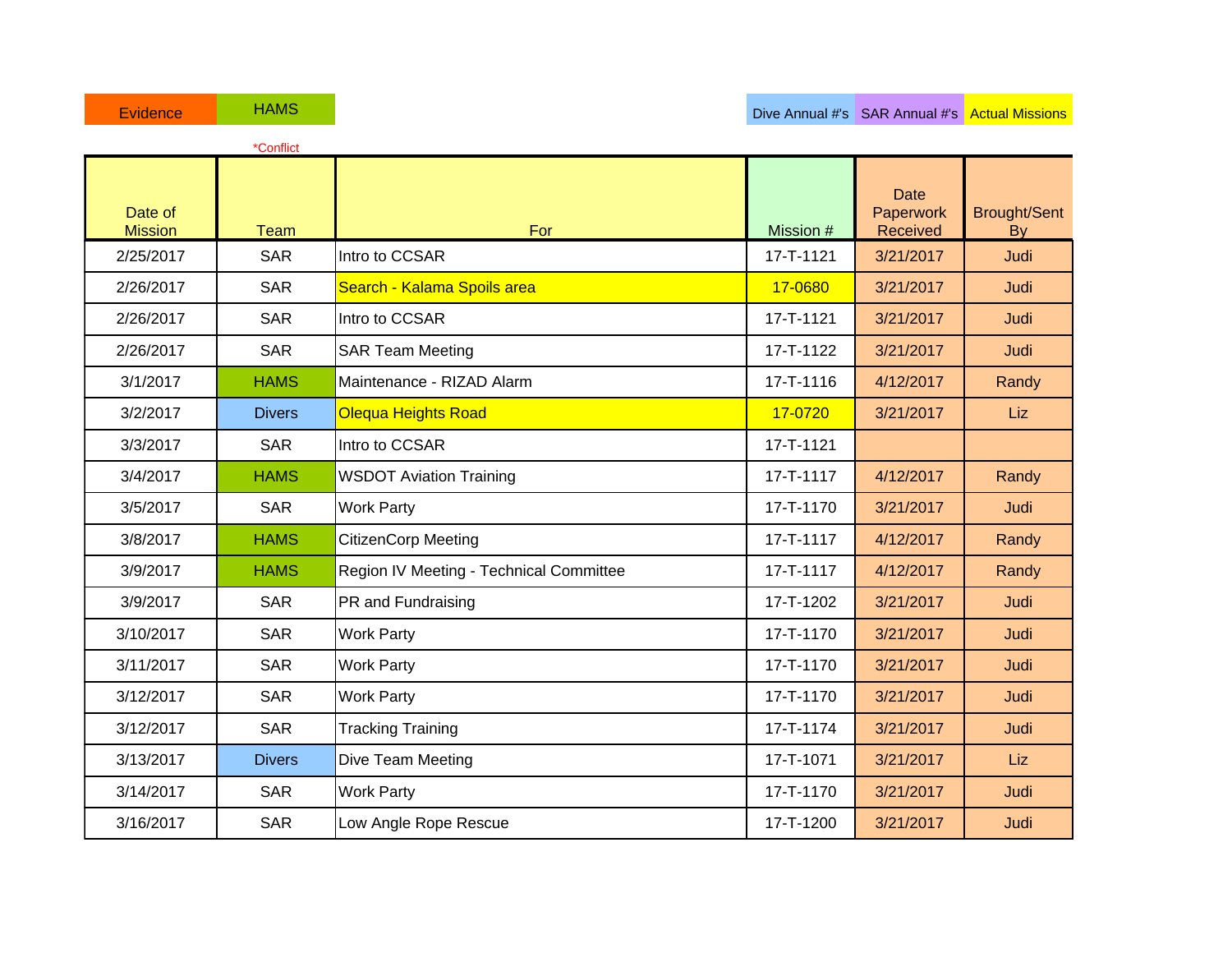Evidence | HAMS | Dive Annual #'s | SAR Annual #'s | Actual Missions

*Conflict

| Date of Mission | Team | For | Mission # | Date Paperwork Received | Brought/Sent By |
|---|---|---|---|---|---|
| 2/25/2017 | SAR | Intro to CCSAR | 17-T-1121 | 3/21/2017 | Judi |
| 2/26/2017 | SAR | Search - Kalama Spoils area | 17-0680 | 3/21/2017 | Judi |
| 2/26/2017 | SAR | Intro to CCSAR | 17-T-1121 | 3/21/2017 | Judi |
| 2/26/2017 | SAR | SAR Team Meeting | 17-T-1122 | 3/21/2017 | Judi |
| 3/1/2017 | HAMS | Maintenance - RIZAD Alarm | 17-T-1116 | 4/12/2017 | Randy |
| 3/2/2017 | Divers | Olequa Heights Road | 17-0720 | 3/21/2017 | Liz |
| 3/3/2017 | SAR | Intro to CCSAR | 17-T-1121 | | |
| 3/4/2017 | HAMS | WSDOT Aviation Training | 17-T-1117 | 4/12/2017 | Randy |
| 3/5/2017 | SAR | Work Party | 17-T-1170 | 3/21/2017 | Judi |
| 3/8/2017 | HAMS | CitizenCorp Meeting | 17-T-1117 | 4/12/2017 | Randy |
| 3/9/2017 | HAMS | Region IV Meeting - Technical Committee | 17-T-1117 | 4/12/2017 | Randy |
| 3/9/2017 | SAR | PR and Fundraising | 17-T-1202 | 3/21/2017 | Judi |
| 3/10/2017 | SAR | Work Party | 17-T-1170 | 3/21/2017 | Judi |
| 3/11/2017 | SAR | Work Party | 17-T-1170 | 3/21/2017 | Judi |
| 3/12/2017 | SAR | Work Party | 17-T-1170 | 3/21/2017 | Judi |
| 3/12/2017 | SAR | Tracking Training | 17-T-1174 | 3/21/2017 | Judi |
| 3/13/2017 | Divers | Dive Team Meeting | 17-T-1071 | 3/21/2017 | Liz |
| 3/14/2017 | SAR | Work Party | 17-T-1170 | 3/21/2017 | Judi |
| 3/16/2017 | SAR | Low Angle Rope Rescue | 17-T-1200 | 3/21/2017 | Judi |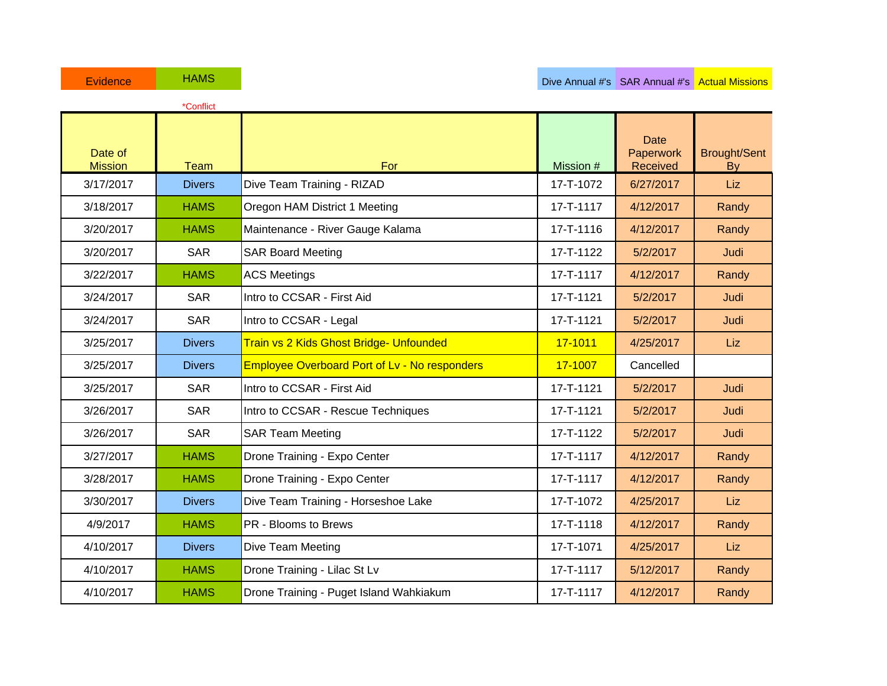Evidence | HAMS | | Dive Annual #'s | SAR Annual #'s | Actual Missions

*Conflict

| Date of Mission | Team | For | Mission # | Date Paperwork Received | Brought/Sent By |
|---|---|---|---|---|---|
| 3/17/2017 | Divers | Dive Team Training - RIZAD | 17-T-1072 | 6/27/2017 | Liz |
| 3/18/2017 | HAMS | Oregon HAM District 1 Meeting | 17-T-1117 | 4/12/2017 | Randy |
| 3/20/2017 | HAMS | Maintenance - River Gauge Kalama | 17-T-1116 | 4/12/2017 | Randy |
| 3/20/2017 | SAR | SAR Board Meeting | 17-T-1122 | 5/2/2017 | Judi |
| 3/22/2017 | HAMS | ACS Meetings | 17-T-1117 | 4/12/2017 | Randy |
| 3/24/2017 | SAR | Intro to CCSAR - First Aid | 17-T-1121 | 5/2/2017 | Judi |
| 3/24/2017 | SAR | Intro to CCSAR - Legal | 17-T-1121 | 5/2/2017 | Judi |
| 3/25/2017 | Divers | Train vs 2 Kids Ghost Bridge- Unfounded | 17-1011 | 4/25/2017 | Liz |
| 3/25/2017 | Divers | Employee Overboard Port of Lv - No responders | 17-1007 | Cancelled | |
| 3/25/2017 | SAR | Intro to CCSAR - First Aid | 17-T-1121 | 5/2/2017 | Judi |
| 3/26/2017 | SAR | Intro to CCSAR - Rescue Techniques | 17-T-1121 | 5/2/2017 | Judi |
| 3/26/2017 | SAR | SAR Team Meeting | 17-T-1122 | 5/2/2017 | Judi |
| 3/27/2017 | HAMS | Drone Training - Expo Center | 17-T-1117 | 4/12/2017 | Randy |
| 3/28/2017 | HAMS | Drone Training - Expo Center | 17-T-1117 | 4/12/2017 | Randy |
| 3/30/2017 | Divers | Dive Team Training - Horseshoe Lake | 17-T-1072 | 4/25/2017 | Liz |
| 4/9/2017 | HAMS | PR - Blooms to Brews | 17-T-1118 | 4/12/2017 | Randy |
| 4/10/2017 | Divers | Dive Team Meeting | 17-T-1071 | 4/25/2017 | Liz |
| 4/10/2017 | HAMS | Drone Training - Lilac St Lv | 17-T-1117 | 5/12/2017 | Randy |
| 4/10/2017 | HAMS | Drone Training - Puget Island Wahkiakum | 17-T-1117 | 4/12/2017 | Randy |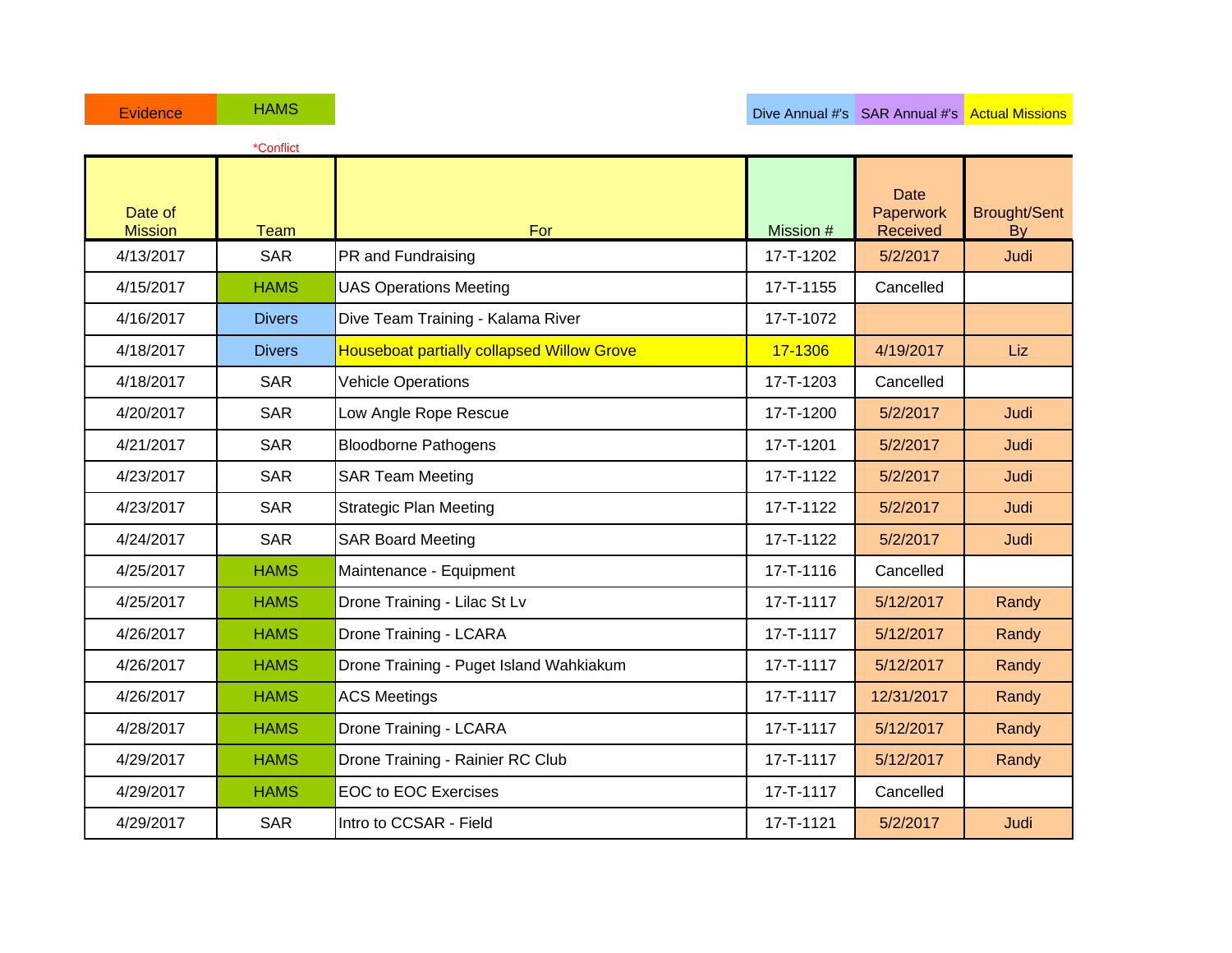| Evidence | HAMS | | Dive Annual #'s | SAR Annual #'s | Actual Missions |
|---|---|---|---|---|---|
| | *Conflict | | | | |

| Date of Mission | Team | For | Mission # | Date Paperwork Received | Brought/Sent By |
|---|---|---|---|---|---|
| 4/13/2017 | SAR | PR and Fundraising | 17-T-1202 | 5/2/2017 | Judi |
| 4/15/2017 | HAMS | UAS Operations Meeting | 17-T-1155 | Cancelled | |
| 4/16/2017 | Divers | Dive Team Training - Kalama River | 17-T-1072 | | |
| 4/18/2017 | Divers | Houseboat partially collapsed Willow Grove | 17-1306 | 4/19/2017 | Liz |
| 4/18/2017 | SAR | Vehicle Operations | 17-T-1203 | Cancelled | |
| 4/20/2017 | SAR | Low Angle Rope Rescue | 17-T-1200 | 5/2/2017 | Judi |
| 4/21/2017 | SAR | Bloodborne Pathogens | 17-T-1201 | 5/2/2017 | Judi |
| 4/23/2017 | SAR | SAR Team Meeting | 17-T-1122 | 5/2/2017 | Judi |
| 4/23/2017 | SAR | Strategic Plan Meeting | 17-T-1122 | 5/2/2017 | Judi |
| 4/24/2017 | SAR | SAR Board Meeting | 17-T-1122 | 5/2/2017 | Judi |
| 4/25/2017 | HAMS | Maintenance - Equipment | 17-T-1116 | Cancelled | |
| 4/25/2017 | HAMS | Drone Training - Lilac St Lv | 17-T-1117 | 5/12/2017 | Randy |
| 4/26/2017 | HAMS | Drone Training - LCARA | 17-T-1117 | 5/12/2017 | Randy |
| 4/26/2017 | HAMS | Drone Training - Puget Island Wahkiakum | 17-T-1117 | 5/12/2017 | Randy |
| 4/26/2017 | HAMS | ACS Meetings | 17-T-1117 | 12/31/2017 | Randy |
| 4/28/2017 | HAMS | Drone Training - LCARA | 17-T-1117 | 5/12/2017 | Randy |
| 4/29/2017 | HAMS | Drone Training - Rainier RC Club | 17-T-1117 | 5/12/2017 | Randy |
| 4/29/2017 | HAMS | EOC to EOC Exercises | 17-T-1117 | Cancelled | |
| 4/29/2017 | SAR | Intro to CCSAR - Field | 17-T-1121 | 5/2/2017 | Judi |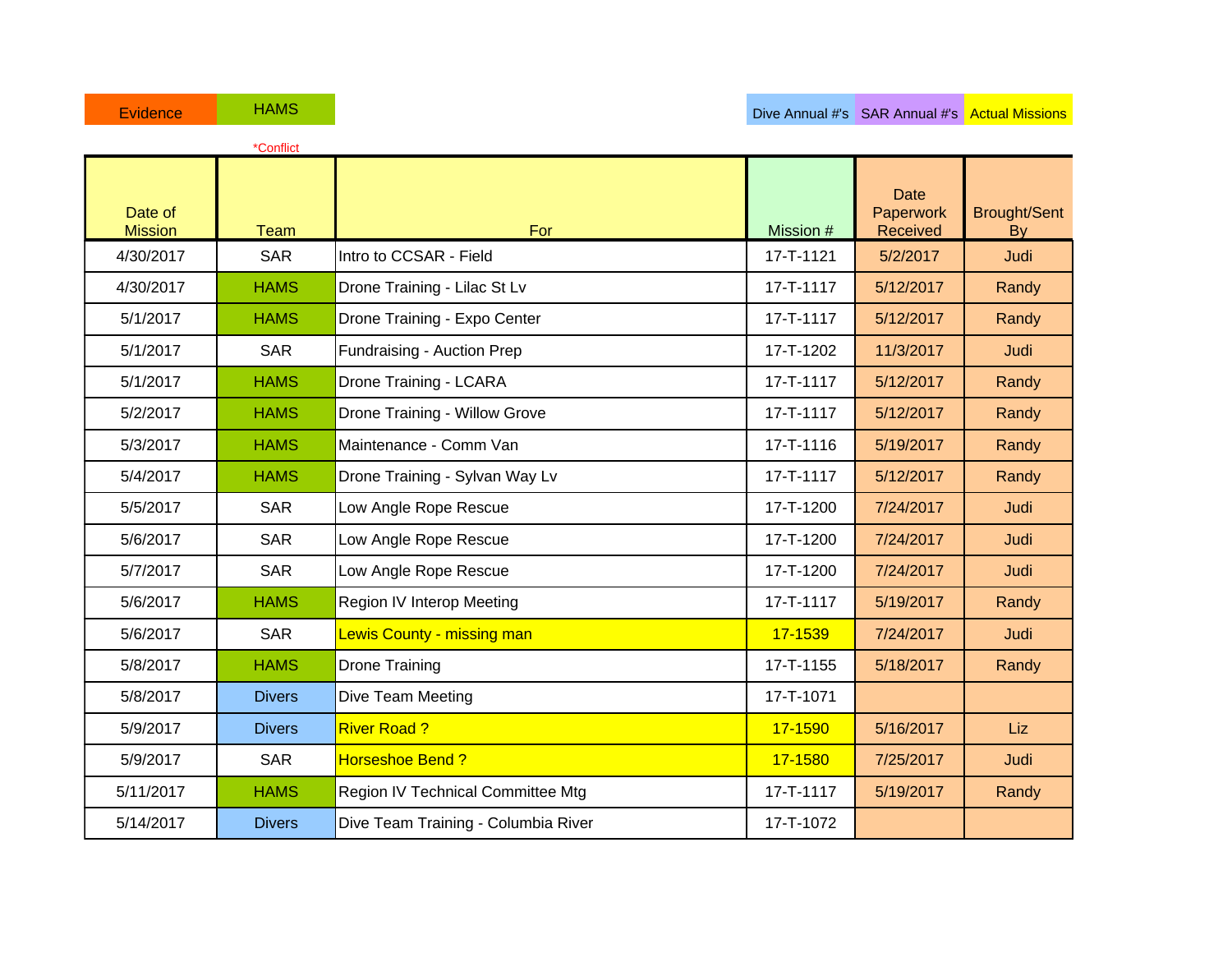| Evidence | HAMS | Dive Annual #'s | SAR Annual #'s | Actual Missions |
|---|---|---|---|---|

*Conflict

| Date of Mission | Team | For | Mission # | Date Paperwork Received | Brought/Sent By |
|---|---|---|---|---|---|
| 4/30/2017 | SAR | Intro to CCSAR - Field | 17-T-1121 | 5/2/2017 | Judi |
| 4/30/2017 | HAMS | Drone Training - Lilac St Lv | 17-T-1117 | 5/12/2017 | Randy |
| 5/1/2017 | HAMS | Drone Training - Expo Center | 17-T-1117 | 5/12/2017 | Randy |
| 5/1/2017 | SAR | Fundraising - Auction Prep | 17-T-1202 | 11/3/2017 | Judi |
| 5/1/2017 | HAMS | Drone Training - LCARA | 17-T-1117 | 5/12/2017 | Randy |
| 5/2/2017 | HAMS | Drone Training - Willow Grove | 17-T-1117 | 5/12/2017 | Randy |
| 5/3/2017 | HAMS | Maintenance - Comm Van | 17-T-1116 | 5/19/2017 | Randy |
| 5/4/2017 | HAMS | Drone Training - Sylvan Way Lv | 17-T-1117 | 5/12/2017 | Randy |
| 5/5/2017 | SAR | Low Angle Rope Rescue | 17-T-1200 | 7/24/2017 | Judi |
| 5/6/2017 | SAR | Low Angle Rope Rescue | 17-T-1200 | 7/24/2017 | Judi |
| 5/7/2017 | SAR | Low Angle Rope Rescue | 17-T-1200 | 7/24/2017 | Judi |
| 5/6/2017 | HAMS | Region IV Interop Meeting | 17-T-1117 | 5/19/2017 | Randy |
| 5/6/2017 | SAR | Lewis County - missing man | 17-1539 | 7/24/2017 | Judi |
| 5/8/2017 | HAMS | Drone Training | 17-T-1155 | 5/18/2017 | Randy |
| 5/8/2017 | Divers | Dive Team Meeting | 17-T-1071 | | |
| 5/9/2017 | Divers | River Road ? | 17-1590 | 5/16/2017 | Liz |
| 5/9/2017 | SAR | Horseshoe Bend ? | 17-1580 | 7/25/2017 | Judi |
| 5/11/2017 | HAMS | Region IV Technical Committee Mtg | 17-T-1117 | 5/19/2017 | Randy |
| 5/14/2017 | Divers | Dive Team Training - Columbia River | 17-T-1072 | | |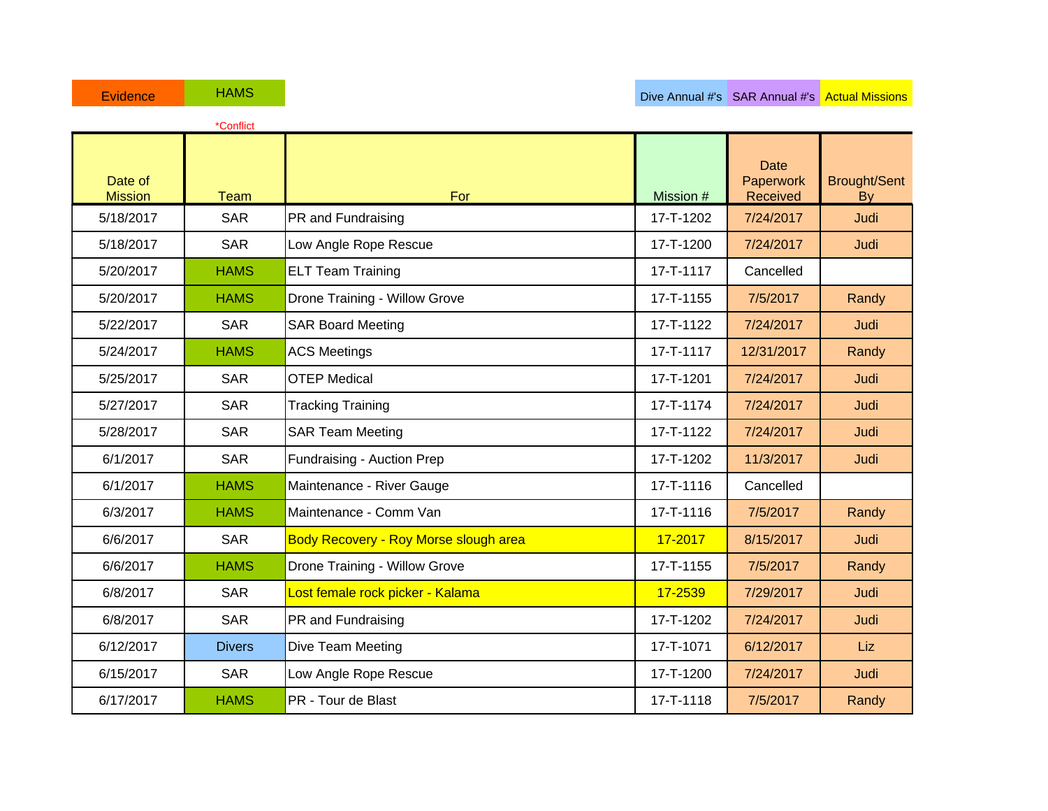Evidence | HAMS | Dive Annual #'s | SAR Annual #'s | Actual Missions

*Conflict

| Date of Mission | Team | For | Mission # | Date Paperwork Received | Brought/Sent By |
|---|---|---|---|---|---|
| 5/18/2017 | SAR | PR and Fundraising | 17-T-1202 | 7/24/2017 | Judi |
| 5/18/2017 | SAR | Low Angle Rope Rescue | 17-T-1200 | 7/24/2017 | Judi |
| 5/20/2017 | HAMS | ELT Team Training | 17-T-1117 | Cancelled | |
| 5/20/2017 | HAMS | Drone Training - Willow Grove | 17-T-1155 | 7/5/2017 | Randy |
| 5/22/2017 | SAR | SAR Board Meeting | 17-T-1122 | 7/24/2017 | Judi |
| 5/24/2017 | HAMS | ACS Meetings | 17-T-1117 | 12/31/2017 | Randy |
| 5/25/2017 | SAR | OTEP Medical | 17-T-1201 | 7/24/2017 | Judi |
| 5/27/2017 | SAR | Tracking Training | 17-T-1174 | 7/24/2017 | Judi |
| 5/28/2017 | SAR | SAR Team Meeting | 17-T-1122 | 7/24/2017 | Judi |
| 6/1/2017 | SAR | Fundraising - Auction Prep | 17-T-1202 | 11/3/2017 | Judi |
| 6/1/2017 | HAMS | Maintenance - River Gauge | 17-T-1116 | Cancelled | |
| 6/3/2017 | HAMS | Maintenance - Comm Van | 17-T-1116 | 7/5/2017 | Randy |
| 6/6/2017 | SAR | Body Recovery - Roy Morse slough area | 17-2017 | 8/15/2017 | Judi |
| 6/6/2017 | HAMS | Drone Training - Willow Grove | 17-T-1155 | 7/5/2017 | Randy |
| 6/8/2017 | SAR | Lost female rock picker - Kalama | 17-2539 | 7/29/2017 | Judi |
| 6/8/2017 | SAR | PR and Fundraising | 17-T-1202 | 7/24/2017 | Judi |
| 6/12/2017 | Divers | Dive Team Meeting | 17-T-1071 | 6/12/2017 | Liz |
| 6/15/2017 | SAR | Low Angle Rope Rescue | 17-T-1200 | 7/24/2017 | Judi |
| 6/17/2017 | HAMS | PR - Tour de Blast | 17-T-1118 | 7/5/2017 | Randy |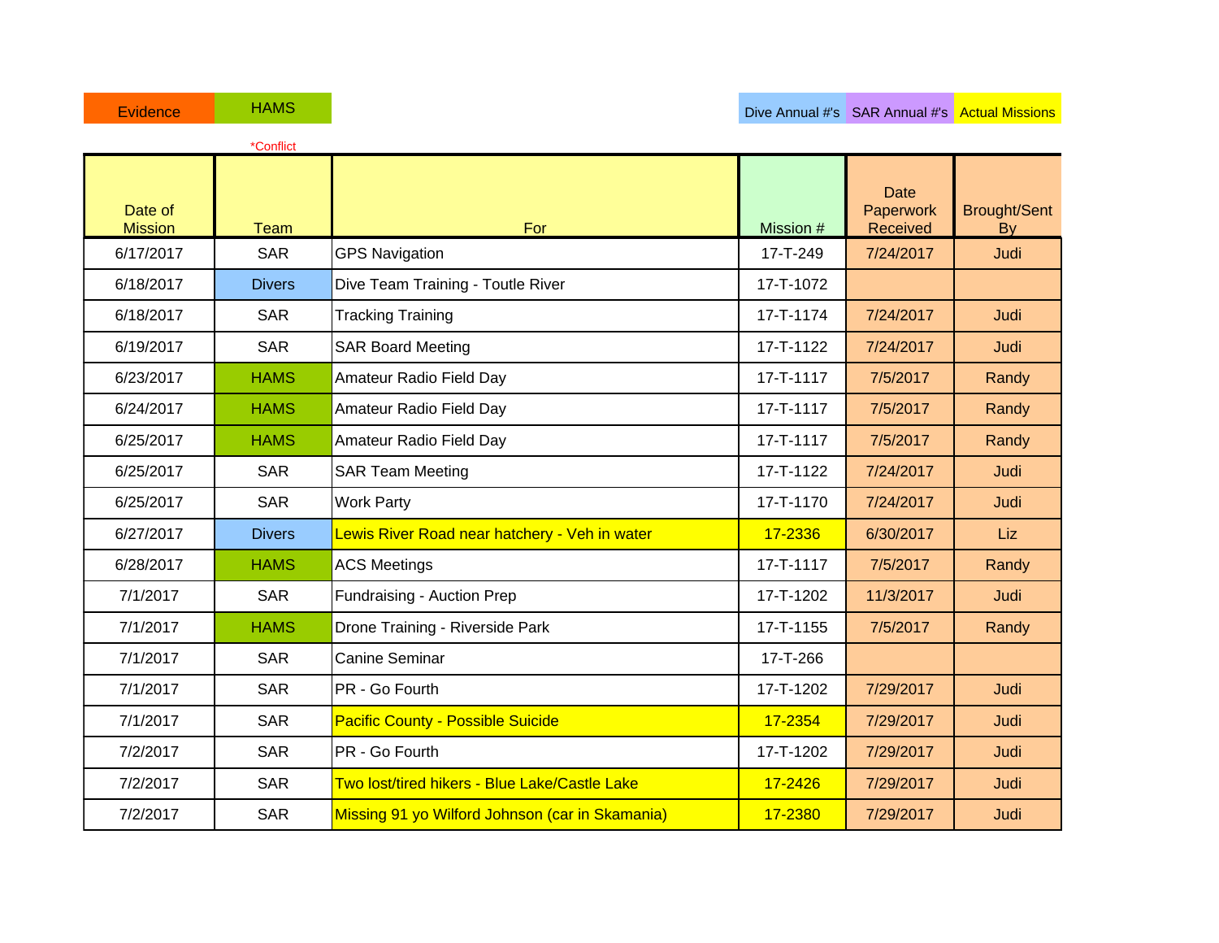Evidence | HAMS | Dive Annual #'s | SAR Annual #'s | Actual Missions

*Conflict

| Date of Mission | Team | For | Mission # | Date Paperwork Received | Brought/Sent By |
|---|---|---|---|---|---|
| 6/17/2017 | SAR | GPS Navigation | 17-T-249 | 7/24/2017 | Judi |
| 6/18/2017 | Divers | Dive Team Training - Toutle River | 17-T-1072 | | |
| 6/18/2017 | SAR | Tracking Training | 17-T-1174 | 7/24/2017 | Judi |
| 6/19/2017 | SAR | SAR Board Meeting | 17-T-1122 | 7/24/2017 | Judi |
| 6/23/2017 | HAMS | Amateur Radio Field Day | 17-T-1117 | 7/5/2017 | Randy |
| 6/24/2017 | HAMS | Amateur Radio Field Day | 17-T-1117 | 7/5/2017 | Randy |
| 6/25/2017 | HAMS | Amateur Radio Field Day | 17-T-1117 | 7/5/2017 | Randy |
| 6/25/2017 | SAR | SAR Team Meeting | 17-T-1122 | 7/24/2017 | Judi |
| 6/25/2017 | SAR | Work Party | 17-T-1170 | 7/24/2017 | Judi |
| 6/27/2017 | Divers | Lewis River Road near hatchery - Veh in water | 17-2336 | 6/30/2017 | Liz |
| 6/28/2017 | HAMS | ACS Meetings | 17-T-1117 | 7/5/2017 | Randy |
| 7/1/2017 | SAR | Fundraising - Auction Prep | 17-T-1202 | 11/3/2017 | Judi |
| 7/1/2017 | HAMS | Drone Training - Riverside Park | 17-T-1155 | 7/5/2017 | Randy |
| 7/1/2017 | SAR | Canine Seminar | 17-T-266 | | |
| 7/1/2017 | SAR | PR - Go Fourth | 17-T-1202 | 7/29/2017 | Judi |
| 7/1/2017 | SAR | Pacific County - Possible Suicide | 17-2354 | 7/29/2017 | Judi |
| 7/2/2017 | SAR | PR - Go Fourth | 17-T-1202 | 7/29/2017 | Judi |
| 7/2/2017 | SAR | Two lost/tired hikers - Blue Lake/Castle Lake | 17-2426 | 7/29/2017 | Judi |
| 7/2/2017 | SAR | Missing 91 yo Wilford Johnson (car in Skamania) | 17-2380 | 7/29/2017 | Judi |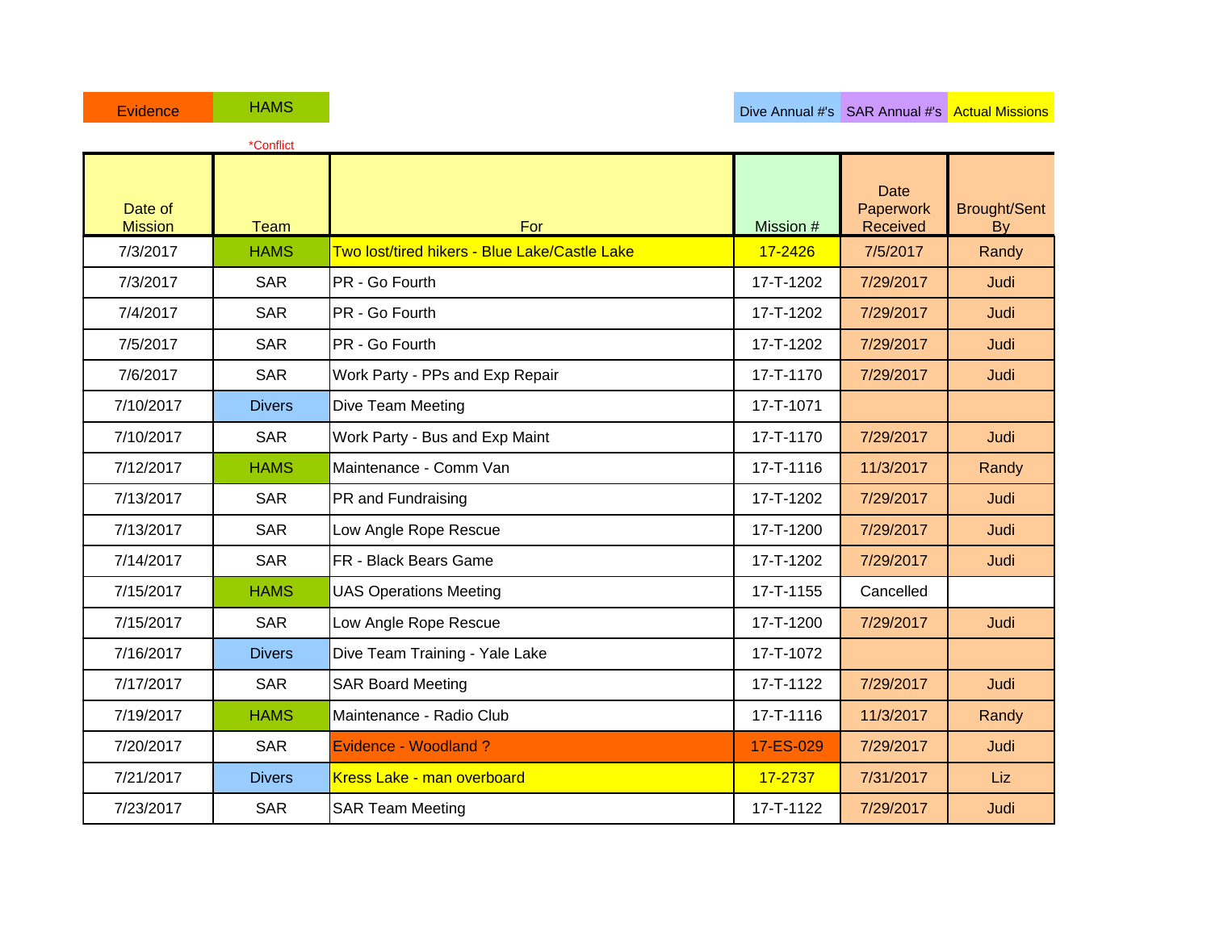Evidence | HAMS | Dive Annual #'s | SAR Annual #'s | Actual Missions

*Conflict

| Date of Mission | Team | For | Mission # | Date Paperwork Received | Brought/Sent By |
|---|---|---|---|---|---|
| 7/3/2017 | HAMS | Two lost/tired hikers - Blue Lake/Castle Lake | 17-2426 | 7/5/2017 | Randy |
| 7/3/2017 | SAR | PR - Go Fourth | 17-T-1202 | 7/29/2017 | Judi |
| 7/4/2017 | SAR | PR - Go Fourth | 17-T-1202 | 7/29/2017 | Judi |
| 7/5/2017 | SAR | PR - Go Fourth | 17-T-1202 | 7/29/2017 | Judi |
| 7/6/2017 | SAR | Work Party - PPs and Exp Repair | 17-T-1170 | 7/29/2017 | Judi |
| 7/10/2017 | Divers | Dive Team Meeting | 17-T-1071 | | |
| 7/10/2017 | SAR | Work Party - Bus and Exp Maint | 17-T-1170 | 7/29/2017 | Judi |
| 7/12/2017 | HAMS | Maintenance - Comm Van | 17-T-1116 | 11/3/2017 | Randy |
| 7/13/2017 | SAR | PR and Fundraising | 17-T-1202 | 7/29/2017 | Judi |
| 7/13/2017 | SAR | Low Angle Rope Rescue | 17-T-1200 | 7/29/2017 | Judi |
| 7/14/2017 | SAR | FR - Black Bears Game | 17-T-1202 | 7/29/2017 | Judi |
| 7/15/2017 | HAMS | UAS Operations Meeting | 17-T-1155 | Cancelled | |
| 7/15/2017 | SAR | Low Angle Rope Rescue | 17-T-1200 | 7/29/2017 | Judi |
| 7/16/2017 | Divers | Dive Team Training - Yale Lake | 17-T-1072 | | |
| 7/17/2017 | SAR | SAR Board Meeting | 17-T-1122 | 7/29/2017 | Judi |
| 7/19/2017 | HAMS | Maintenance - Radio Club | 17-T-1116 | 11/3/2017 | Randy |
| 7/20/2017 | SAR | Evidence - Woodland ? | 17-ES-029 | 7/29/2017 | Judi |
| 7/21/2017 | Divers | Kress Lake - man overboard | 17-2737 | 7/31/2017 | Liz |
| 7/23/2017 | SAR | SAR Team Meeting | 17-T-1122 | 7/29/2017 | Judi |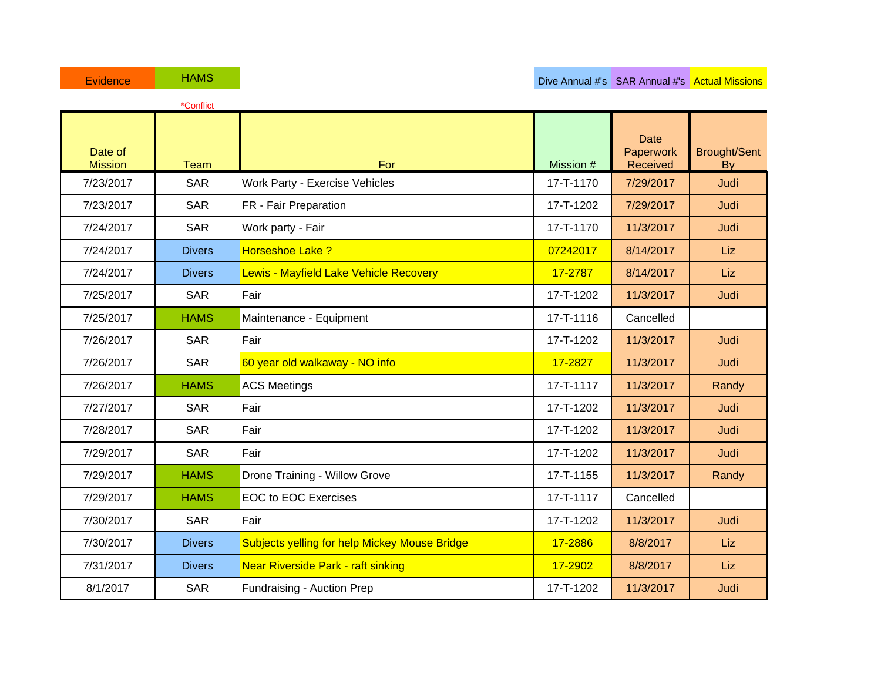| Evidence | HAMS | | Dive Annual #'s | SAR Annual #'s | Actual Missions |
|---|---|---|---|---|---|

*Conflict

| Date of Mission | Team | For | Mission # | Date Paperwork Received | Brought/Sent By |
|---|---|---|---|---|---|
| 7/23/2017 | SAR | Work Party - Exercise Vehicles | 17-T-1170 | 7/29/2017 | Judi |
| 7/23/2017 | SAR | FR - Fair Preparation | 17-T-1202 | 7/29/2017 | Judi |
| 7/24/2017 | SAR | Work party - Fair | 17-T-1170 | 11/3/2017 | Judi |
| 7/24/2017 | Divers | Horseshoe Lake ? | 07242017 | 8/14/2017 | Liz |
| 7/24/2017 | Divers | Lewis - Mayfield Lake Vehicle Recovery | 17-2787 | 8/14/2017 | Liz |
| 7/25/2017 | SAR | Fair | 17-T-1202 | 11/3/2017 | Judi |
| 7/25/2017 | HAMS | Maintenance - Equipment | 17-T-1116 | Cancelled | |
| 7/26/2017 | SAR | Fair | 17-T-1202 | 11/3/2017 | Judi |
| 7/26/2017 | SAR | 60 year old walkaway - NO info | 17-2827 | 11/3/2017 | Judi |
| 7/26/2017 | HAMS | ACS Meetings | 17-T-1117 | 11/3/2017 | Randy |
| 7/27/2017 | SAR | Fair | 17-T-1202 | 11/3/2017 | Judi |
| 7/28/2017 | SAR | Fair | 17-T-1202 | 11/3/2017 | Judi |
| 7/29/2017 | SAR | Fair | 17-T-1202 | 11/3/2017 | Judi |
| 7/29/2017 | HAMS | Drone Training - Willow Grove | 17-T-1155 | 11/3/2017 | Randy |
| 7/29/2017 | HAMS | EOC to EOC Exercises | 17-T-1117 | Cancelled | |
| 7/30/2017 | SAR | Fair | 17-T-1202 | 11/3/2017 | Judi |
| 7/30/2017 | Divers | Subjects yelling for help Mickey Mouse Bridge | 17-2886 | 8/8/2017 | Liz |
| 7/31/2017 | Divers | Near Riverside Park - raft sinking | 17-2902 | 8/8/2017 | Liz |
| 8/1/2017 | SAR | Fundraising - Auction Prep | 17-T-1202 | 11/3/2017 | Judi |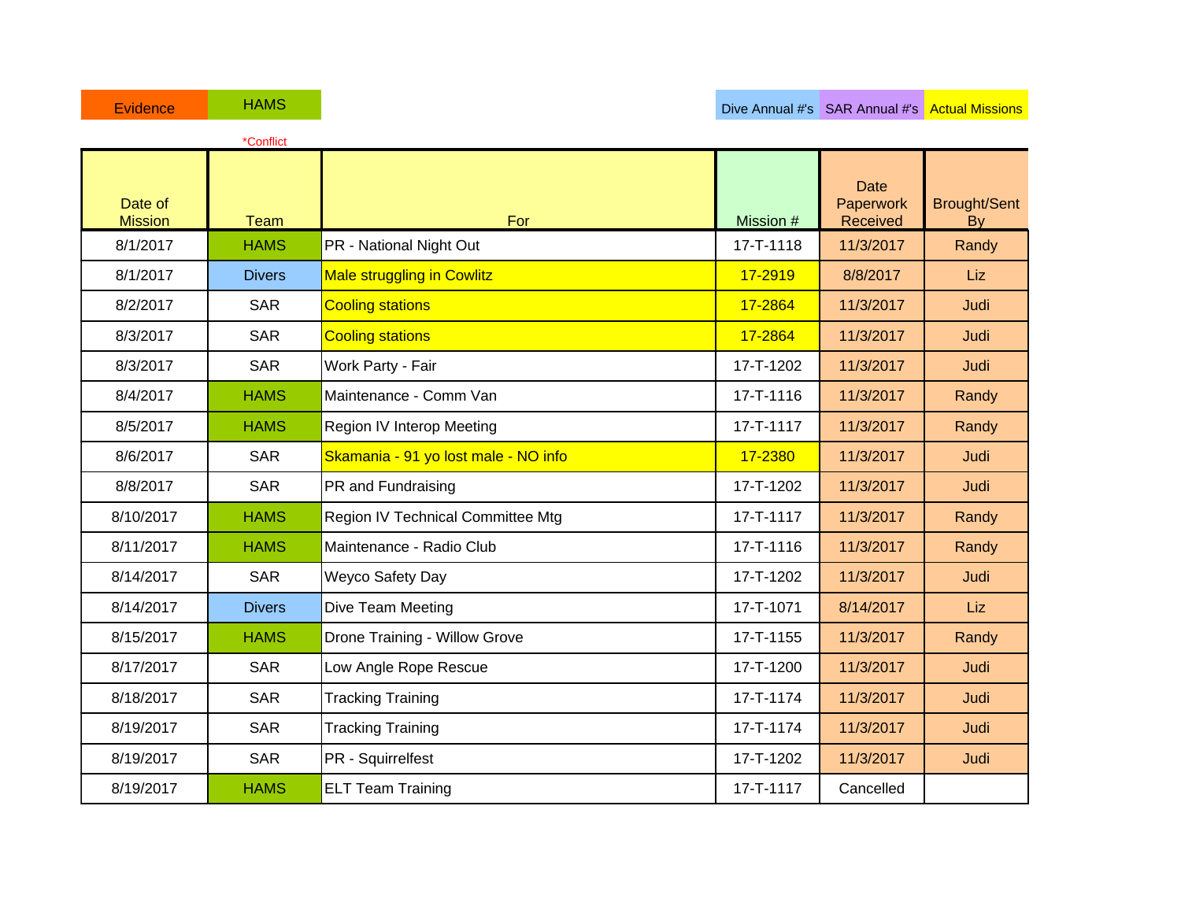Evidence | HAMS | Dive Annual #'s | SAR Annual #'s | Actual Missions

*Conflict

| Date of Mission | Team | For | Mission # | Date Paperwork Received | Brought/Sent By |
|---|---|---|---|---|---|
| 8/1/2017 | HAMS | PR - National Night Out | 17-T-1118 | 11/3/2017 | Randy |
| 8/1/2017 | Divers | Male struggling in Cowlitz | 17-2919 | 8/8/2017 | Liz |
| 8/2/2017 | SAR | Cooling stations | 17-2864 | 11/3/2017 | Judi |
| 8/3/2017 | SAR | Cooling stations | 17-2864 | 11/3/2017 | Judi |
| 8/3/2017 | SAR | Work Party - Fair | 17-T-1202 | 11/3/2017 | Judi |
| 8/4/2017 | HAMS | Maintenance - Comm Van | 17-T-1116 | 11/3/2017 | Randy |
| 8/5/2017 | HAMS | Region IV Interop Meeting | 17-T-1117 | 11/3/2017 | Randy |
| 8/6/2017 | SAR | Skamania - 91 yo lost male - NO info | 17-2380 | 11/3/2017 | Judi |
| 8/8/2017 | SAR | PR and Fundraising | 17-T-1202 | 11/3/2017 | Judi |
| 8/10/2017 | HAMS | Region IV Technical Committee Mtg | 17-T-1117 | 11/3/2017 | Randy |
| 8/11/2017 | HAMS | Maintenance - Radio Club | 17-T-1116 | 11/3/2017 | Randy |
| 8/14/2017 | SAR | Weyco Safety Day | 17-T-1202 | 11/3/2017 | Judi |
| 8/14/2017 | Divers | Dive Team Meeting | 17-T-1071 | 8/14/2017 | Liz |
| 8/15/2017 | HAMS | Drone Training - Willow Grove | 17-T-1155 | 11/3/2017 | Randy |
| 8/17/2017 | SAR | Low Angle Rope Rescue | 17-T-1200 | 11/3/2017 | Judi |
| 8/18/2017 | SAR | Tracking Training | 17-T-1174 | 11/3/2017 | Judi |
| 8/19/2017 | SAR | Tracking Training | 17-T-1174 | 11/3/2017 | Judi |
| 8/19/2017 | SAR | PR - Squirrelfest | 17-T-1202 | 11/3/2017 | Judi |
| 8/19/2017 | HAMS | ELT Team Training | 17-T-1117 | Cancelled | |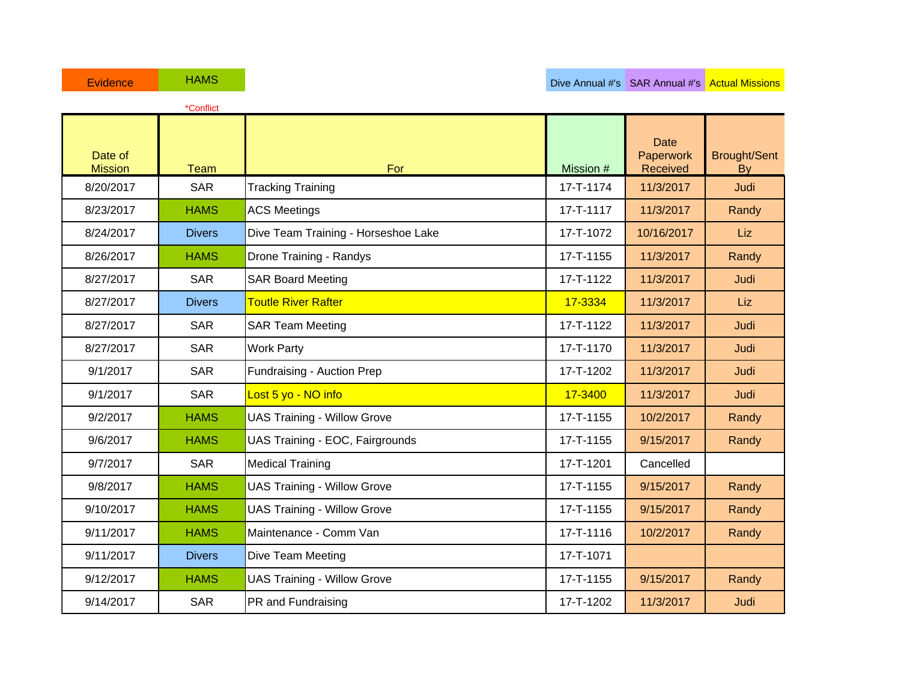Evidence | HAMS | Dive Annual #'s | SAR Annual #'s | Actual Missions

*Conflict

| Date of Mission | Team | For | Mission # | Date Paperwork Received | Brought/Sent By |
|---|---|---|---|---|---|
| 8/20/2017 | SAR | Tracking Training | 17-T-1174 | 11/3/2017 | Judi |
| 8/23/2017 | HAMS | ACS Meetings | 17-T-1117 | 11/3/2017 | Randy |
| 8/24/2017 | Divers | Dive Team Training - Horseshoe Lake | 17-T-1072 | 10/16/2017 | Liz |
| 8/26/2017 | HAMS | Drone Training - Randys | 17-T-1155 | 11/3/2017 | Randy |
| 8/27/2017 | SAR | SAR Board Meeting | 17-T-1122 | 11/3/2017 | Judi |
| 8/27/2017 | Divers | Toutle River Rafter | 17-3334 | 11/3/2017 | Liz |
| 8/27/2017 | SAR | SAR Team Meeting | 17-T-1122 | 11/3/2017 | Judi |
| 8/27/2017 | SAR | Work Party | 17-T-1170 | 11/3/2017 | Judi |
| 9/1/2017 | SAR | Fundraising - Auction Prep | 17-T-1202 | 11/3/2017 | Judi |
| 9/1/2017 | SAR | Lost 5 yo - NO info | 17-3400 | 11/3/2017 | Judi |
| 9/2/2017 | HAMS | UAS Training - Willow Grove | 17-T-1155 | 10/2/2017 | Randy |
| 9/6/2017 | HAMS | UAS Training - EOC, Fairgrounds | 17-T-1155 | 9/15/2017 | Randy |
| 9/7/2017 | SAR | Medical Training | 17-T-1201 | Cancelled | |
| 9/8/2017 | HAMS | UAS Training - Willow Grove | 17-T-1155 | 9/15/2017 | Randy |
| 9/10/2017 | HAMS | UAS Training - Willow Grove | 17-T-1155 | 9/15/2017 | Randy |
| 9/11/2017 | HAMS | Maintenance - Comm Van | 17-T-1116 | 10/2/2017 | Randy |
| 9/11/2017 | Divers | Dive Team Meeting | 17-T-1071 | | |
| 9/12/2017 | HAMS | UAS Training - Willow Grove | 17-T-1155 | 9/15/2017 | Randy |
| 9/14/2017 | SAR | PR and Fundraising | 17-T-1202 | 11/3/2017 | Judi |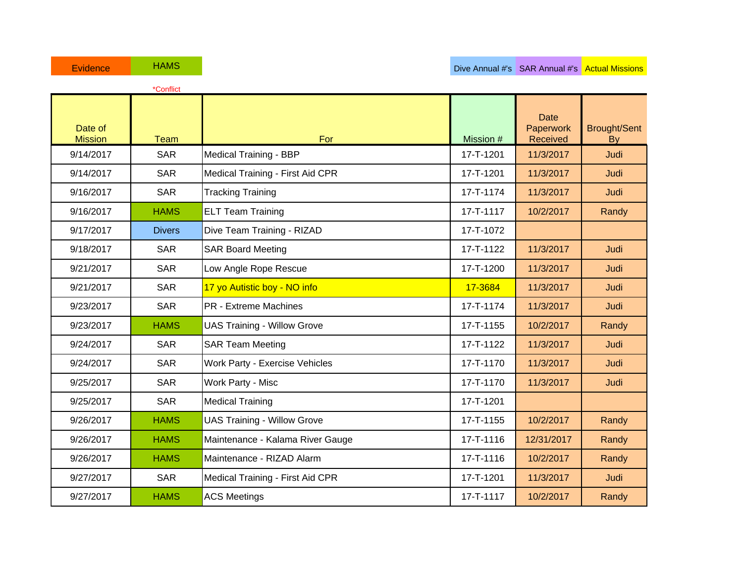| Evidence | HAMS | | | Dive Annual #'s | SAR Annual #'s | Actual Missions |
|---|---|---|---|---|---|---|

*Conflict

| Date of Mission | Team | For | Mission # | Date Paperwork Received | Brought/Sent By |
|---|---|---|---|---|---|
| 9/14/2017 | SAR | Medical Training - BBP | 17-T-1201 | 11/3/2017 | Judi |
| 9/14/2017 | SAR | Medical Training - First Aid CPR | 17-T-1201 | 11/3/2017 | Judi |
| 9/16/2017 | SAR | Tracking Training | 17-T-1174 | 11/3/2017 | Judi |
| 9/16/2017 | HAMS | ELT Team Training | 17-T-1117 | 10/2/2017 | Randy |
| 9/17/2017 | Divers | Dive Team Training - RIZAD | 17-T-1072 | | |
| 9/18/2017 | SAR | SAR Board Meeting | 17-T-1122 | 11/3/2017 | Judi |
| 9/21/2017 | SAR | Low Angle Rope Rescue | 17-T-1200 | 11/3/2017 | Judi |
| 9/21/2017 | SAR | 17 yo Autistic boy - NO info | 17-3684 | 11/3/2017 | Judi |
| 9/23/2017 | SAR | PR - Extreme Machines | 17-T-1174 | 11/3/2017 | Judi |
| 9/23/2017 | HAMS | UAS Training - Willow Grove | 17-T-1155 | 10/2/2017 | Randy |
| 9/24/2017 | SAR | SAR Team Meeting | 17-T-1122 | 11/3/2017 | Judi |
| 9/24/2017 | SAR | Work Party - Exercise Vehicles | 17-T-1170 | 11/3/2017 | Judi |
| 9/25/2017 | SAR | Work Party - Misc | 17-T-1170 | 11/3/2017 | Judi |
| 9/25/2017 | SAR | Medical Training | 17-T-1201 | | |
| 9/26/2017 | HAMS | UAS Training - Willow Grove | 17-T-1155 | 10/2/2017 | Randy |
| 9/26/2017 | HAMS | Maintenance - Kalama River Gauge | 17-T-1116 | 12/31/2017 | Randy |
| 9/26/2017 | HAMS | Maintenance - RIZAD Alarm | 17-T-1116 | 10/2/2017 | Randy |
| 9/27/2017 | SAR | Medical Training - First Aid CPR | 17-T-1201 | 11/3/2017 | Judi |
| 9/27/2017 | HAMS | ACS Meetings | 17-T-1117 | 10/2/2017 | Randy |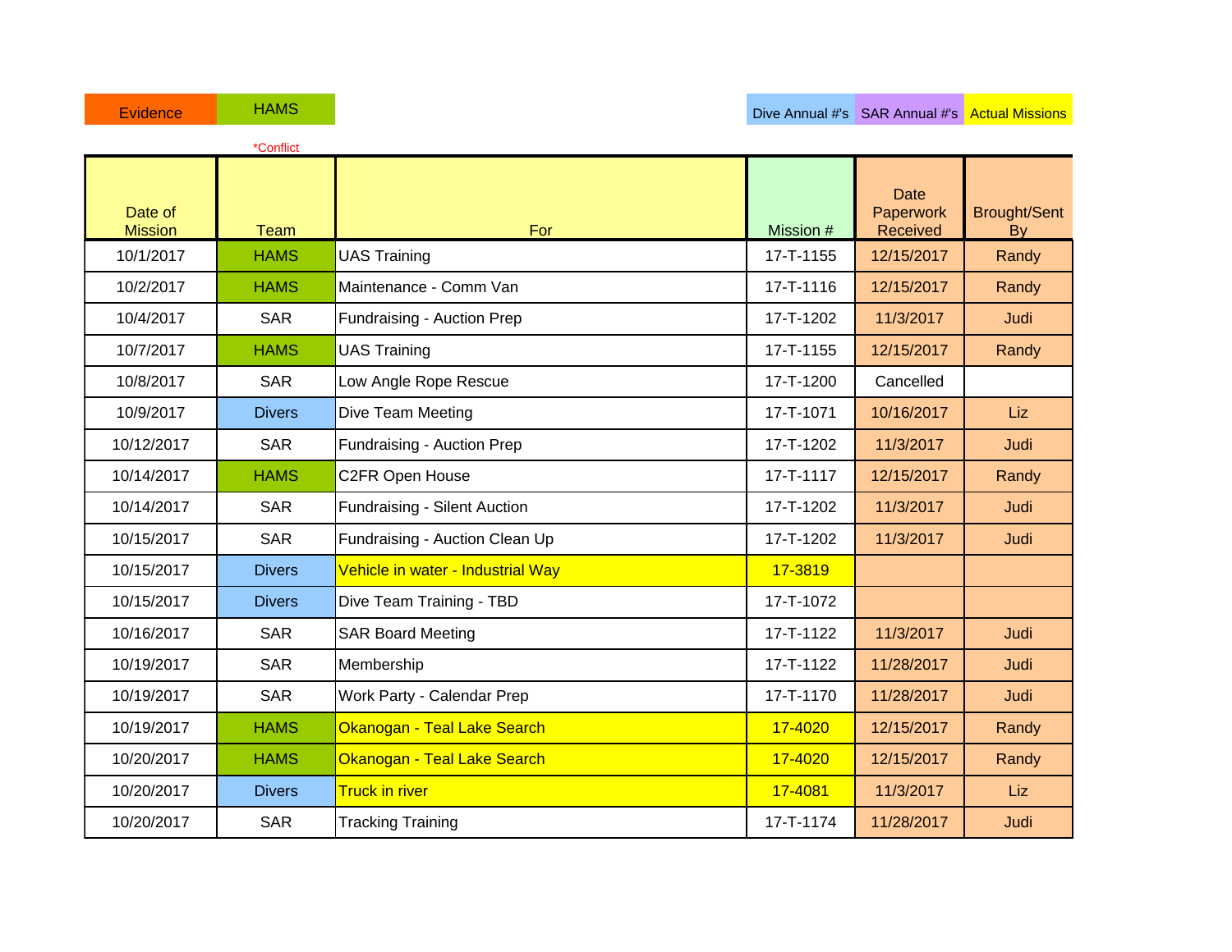| Evidence | HAMS | | Dive Annual #'s | SAR Annual #'s | Actual Missions |
|---|---|---|---|---|---|

*Conflict

| Date of Mission | Team | For | Mission # | Date Paperwork Received | Brought/Sent By |
|---|---|---|---|---|---|
| 10/1/2017 | HAMS | UAS Training | 17-T-1155 | 12/15/2017 | Randy |
| 10/2/2017 | HAMS | Maintenance - Comm Van | 17-T-1116 | 12/15/2017 | Randy |
| 10/4/2017 | SAR | Fundraising - Auction Prep | 17-T-1202 | 11/3/2017 | Judi |
| 10/7/2017 | HAMS | UAS Training | 17-T-1155 | 12/15/2017 | Randy |
| 10/8/2017 | SAR | Low Angle Rope Rescue | 17-T-1200 | Cancelled | |
| 10/9/2017 | Divers | Dive Team Meeting | 17-T-1071 | 10/16/2017 | Liz |
| 10/12/2017 | SAR | Fundraising - Auction Prep | 17-T-1202 | 11/3/2017 | Judi |
| 10/14/2017 | HAMS | C2FR Open House | 17-T-1117 | 12/15/2017 | Randy |
| 10/14/2017 | SAR | Fundraising - Silent Auction | 17-T-1202 | 11/3/2017 | Judi |
| 10/15/2017 | SAR | Fundraising - Auction Clean Up | 17-T-1202 | 11/3/2017 | Judi |
| 10/15/2017 | Divers | Vehicle in water - Industrial Way | 17-3819 | | |
| 10/15/2017 | Divers | Dive Team Training - TBD | 17-T-1072 | | |
| 10/16/2017 | SAR | SAR Board Meeting | 17-T-1122 | 11/3/2017 | Judi |
| 10/19/2017 | SAR | Membership | 17-T-1122 | 11/28/2017 | Judi |
| 10/19/2017 | SAR | Work Party - Calendar Prep | 17-T-1170 | 11/28/2017 | Judi |
| 10/19/2017 | HAMS | Okanogan - Teal Lake Search | 17-4020 | 12/15/2017 | Randy |
| 10/20/2017 | HAMS | Okanogan - Teal Lake Search | 17-4020 | 12/15/2017 | Randy |
| 10/20/2017 | Divers | Truck in river | 17-4081 | 11/3/2017 | Liz |
| 10/20/2017 | SAR | Tracking Training | 17-T-1174 | 11/28/2017 | Judi |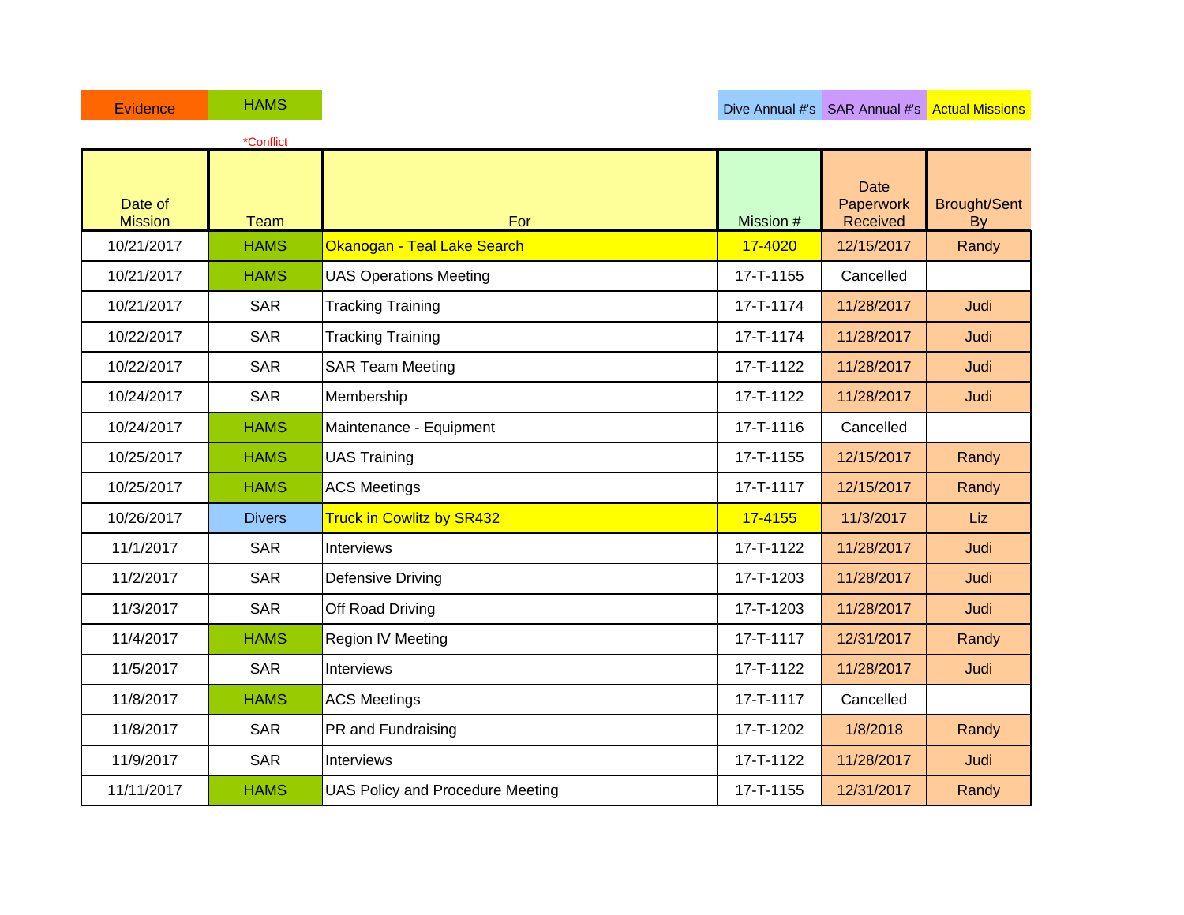| Evidence | HAMS | | Dive Annual #'s | SAR Annual #'s | Actual Missions |
|---|---|---|---|---|---|

*Conflict

| Date of Mission | Team | For | Mission # | Date Paperwork Received | Brought/Sent By |
|---|---|---|---|---|---|
| 10/21/2017 | HAMS | Okanogan - Teal Lake Search | 17-4020 | 12/15/2017 | Randy |
| 10/21/2017 | HAMS | UAS Operations Meeting | 17-T-1155 | Cancelled | |
| 10/21/2017 | SAR | Tracking Training | 17-T-1174 | 11/28/2017 | Judi |
| 10/22/2017 | SAR | Tracking Training | 17-T-1174 | 11/28/2017 | Judi |
| 10/22/2017 | SAR | SAR Team Meeting | 17-T-1122 | 11/28/2017 | Judi |
| 10/24/2017 | SAR | Membership | 17-T-1122 | 11/28/2017 | Judi |
| 10/24/2017 | HAMS | Maintenance - Equipment | 17-T-1116 | Cancelled | |
| 10/25/2017 | HAMS | UAS Training | 17-T-1155 | 12/15/2017 | Randy |
| 10/25/2017 | HAMS | ACS Meetings | 17-T-1117 | 12/15/2017 | Randy |
| 10/26/2017 | Divers | Truck in Cowlitz by SR432 | 17-4155 | 11/3/2017 | Liz |
| 11/1/2017 | SAR | Interviews | 17-T-1122 | 11/28/2017 | Judi |
| 11/2/2017 | SAR | Defensive Driving | 17-T-1203 | 11/28/2017 | Judi |
| 11/3/2017 | SAR | Off Road Driving | 17-T-1203 | 11/28/2017 | Judi |
| 11/4/2017 | HAMS | Region IV Meeting | 17-T-1117 | 12/31/2017 | Randy |
| 11/5/2017 | SAR | Interviews | 17-T-1122 | 11/28/2017 | Judi |
| 11/8/2017 | HAMS | ACS Meetings | 17-T-1117 | Cancelled | |
| 11/8/2017 | SAR | PR and Fundraising | 17-T-1202 | 1/8/2018 | Randy |
| 11/9/2017 | SAR | Interviews | 17-T-1122 | 11/28/2017 | Judi |
| 11/11/2017 | HAMS | UAS Policy and Procedure Meeting | 17-T-1155 | 12/31/2017 | Randy |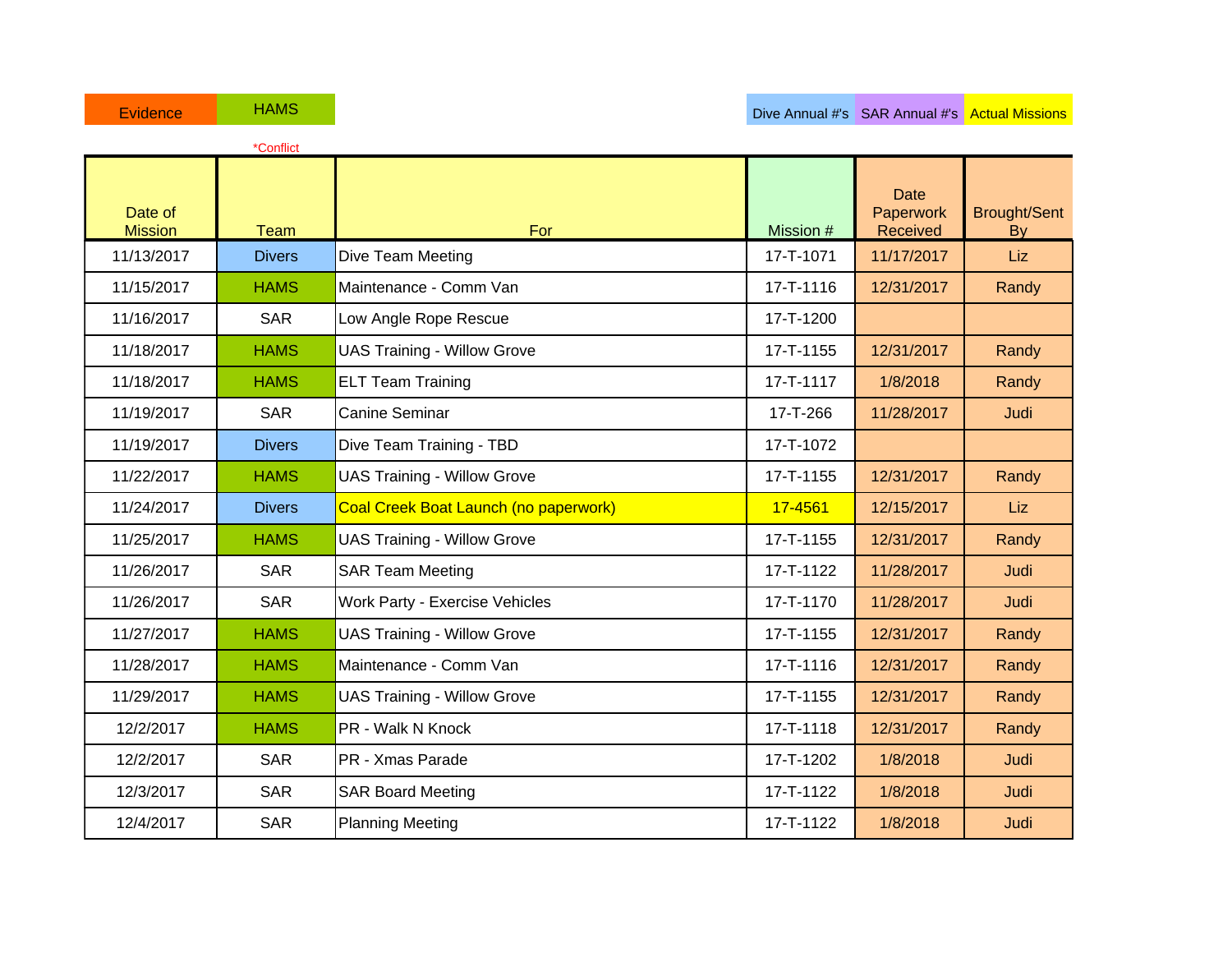Evidence | HAMS

*Conflict

Dive Annual #'s | SAR Annual #'s | Actual Missions

| Date of Mission | Team | For | Mission # | Date Paperwork Received | Brought/Sent By |
|---|---|---|---|---|---|
| 11/13/2017 | Divers | Dive Team Meeting | 17-T-1071 | 11/17/2017 | Liz |
| 11/15/2017 | HAMS | Maintenance - Comm Van | 17-T-1116 | 12/31/2017 | Randy |
| 11/16/2017 | SAR | Low Angle Rope Rescue | 17-T-1200 | | |
| 11/18/2017 | HAMS | UAS Training - Willow Grove | 17-T-1155 | 12/31/2017 | Randy |
| 11/18/2017 | HAMS | ELT Team Training | 17-T-1117 | 1/8/2018 | Randy |
| 11/19/2017 | SAR | Canine Seminar | 17-T-266 | 11/28/2017 | Judi |
| 11/19/2017 | Divers | Dive Team Training - TBD | 17-T-1072 | | |
| 11/22/2017 | HAMS | UAS Training - Willow Grove | 17-T-1155 | 12/31/2017 | Randy |
| 11/24/2017 | Divers | Coal Creek Boat Launch (no paperwork) | 17-4561 | 12/15/2017 | Liz |
| 11/25/2017 | HAMS | UAS Training - Willow Grove | 17-T-1155 | 12/31/2017 | Randy |
| 11/26/2017 | SAR | SAR Team Meeting | 17-T-1122 | 11/28/2017 | Judi |
| 11/26/2017 | SAR | Work Party - Exercise Vehicles | 17-T-1170 | 11/28/2017 | Judi |
| 11/27/2017 | HAMS | UAS Training - Willow Grove | 17-T-1155 | 12/31/2017 | Randy |
| 11/28/2017 | HAMS | Maintenance - Comm Van | 17-T-1116 | 12/31/2017 | Randy |
| 11/29/2017 | HAMS | UAS Training - Willow Grove | 17-T-1155 | 12/31/2017 | Randy |
| 12/2/2017 | HAMS | PR - Walk N Knock | 17-T-1118 | 12/31/2017 | Randy |
| 12/2/2017 | SAR | PR - Xmas Parade | 17-T-1202 | 1/8/2018 | Judi |
| 12/3/2017 | SAR | SAR Board Meeting | 17-T-1122 | 1/8/2018 | Judi |
| 12/4/2017 | SAR | Planning Meeting | 17-T-1122 | 1/8/2018 | Judi |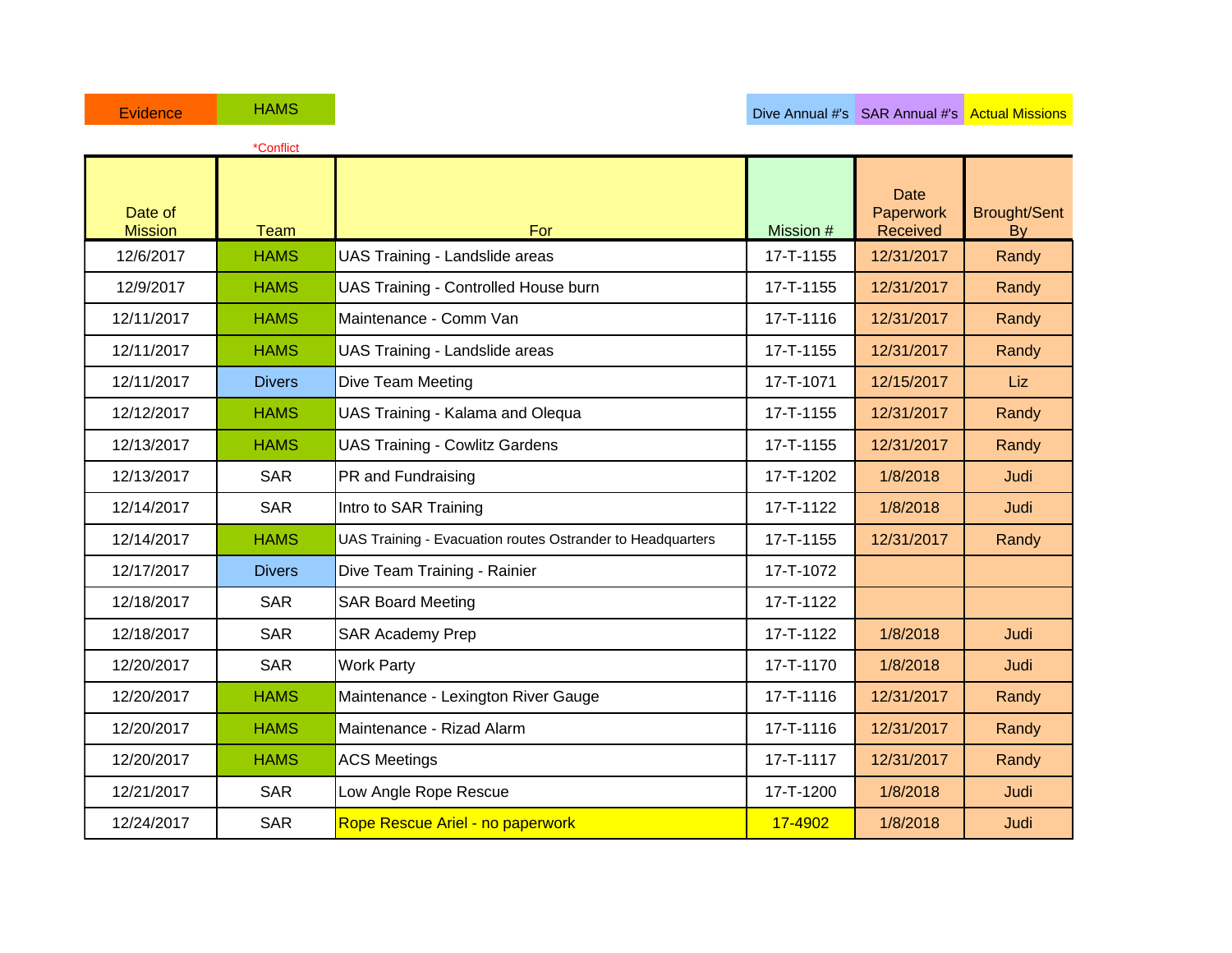| Evidence | HAMS | | Dive Annual #'s | SAR Annual #'s | Actual Missions |
|---|---|---|---|---|---|
| | *Conflict | | | | |

| Date of Mission | Team | For | Mission # | Date Paperwork Received | Brought/Sent By |
|---|---|---|---|---|---|
| 12/6/2017 | HAMS | UAS Training - Landslide areas | 17-T-1155 | 12/31/2017 | Randy |
| 12/9/2017 | HAMS | UAS Training - Controlled House burn | 17-T-1155 | 12/31/2017 | Randy |
| 12/11/2017 | HAMS | Maintenance - Comm Van | 17-T-1116 | 12/31/2017 | Randy |
| 12/11/2017 | HAMS | UAS Training - Landslide areas | 17-T-1155 | 12/31/2017 | Randy |
| 12/11/2017 | Divers | Dive Team Meeting | 17-T-1071 | 12/15/2017 | Liz |
| 12/12/2017 | HAMS | UAS Training - Kalama and Olequa | 17-T-1155 | 12/31/2017 | Randy |
| 12/13/2017 | HAMS | UAS Training - Cowlitz Gardens | 17-T-1155 | 12/31/2017 | Randy |
| 12/13/2017 | SAR | PR and Fundraising | 17-T-1202 | 1/8/2018 | Judi |
| 12/14/2017 | SAR | Intro to SAR Training | 17-T-1122 | 1/8/2018 | Judi |
| 12/14/2017 | HAMS | UAS Training - Evacuation routes Ostrander to Headquarters | 17-T-1155 | 12/31/2017 | Randy |
| 12/17/2017 | Divers | Dive Team Training - Rainier | 17-T-1072 | | |
| 12/18/2017 | SAR | SAR Board Meeting | 17-T-1122 | | |
| 12/18/2017 | SAR | SAR Academy Prep | 17-T-1122 | 1/8/2018 | Judi |
| 12/20/2017 | SAR | Work Party | 17-T-1170 | 1/8/2018 | Judi |
| 12/20/2017 | HAMS | Maintenance - Lexington River Gauge | 17-T-1116 | 12/31/2017 | Randy |
| 12/20/2017 | HAMS | Maintenance - Rizad Alarm | 17-T-1116 | 12/31/2017 | Randy |
| 12/20/2017 | HAMS | ACS Meetings | 17-T-1117 | 12/31/2017 | Randy |
| 12/21/2017 | SAR | Low Angle Rope Rescue | 17-T-1200 | 1/8/2018 | Judi |
| 12/24/2017 | SAR | Rope Rescue Ariel - no paperwork | 17-4902 | 1/8/2018 | Judi |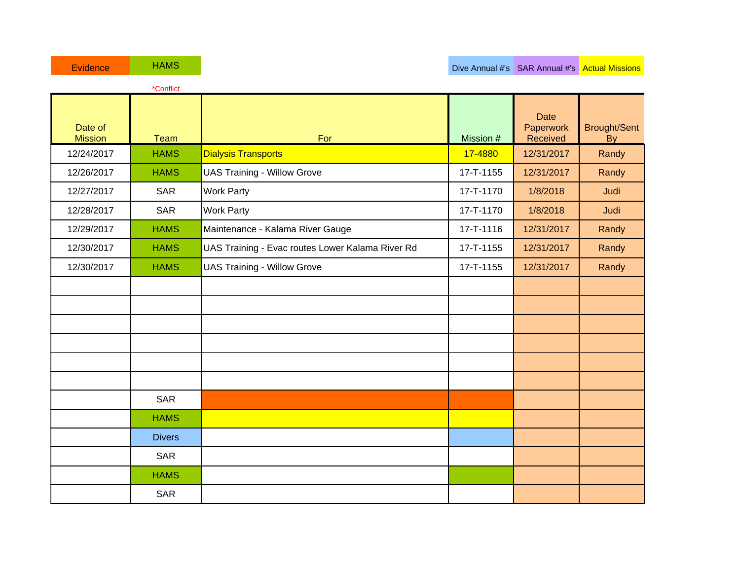| Evidence | HAMS | | | Dive Annual #'s | SAR Annual #'s | Actual Missions |
|---|---|---|---|---|---|---|

*Conflict

| Date of Mission | Team | For | Mission # | Date Paperwork Received | Brought/Sent By |
|---|---|---|---|---|---|
| 12/24/2017 | HAMS | Dialysis Transports | 17-4880 | 12/31/2017 | Randy |
| 12/26/2017 | HAMS | UAS Training - Willow Grove | 17-T-1155 | 12/31/2017 | Randy |
| 12/27/2017 | SAR | Work Party | 17-T-1170 | 1/8/2018 | Judi |
| 12/28/2017 | SAR | Work Party | 17-T-1170 | 1/8/2018 | Judi |
| 12/29/2017 | HAMS | Maintenance - Kalama River Gauge | 17-T-1116 | 12/31/2017 | Randy |
| 12/30/2017 | HAMS | UAS Training - Evac routes Lower Kalama River Rd | 17-T-1155 | 12/31/2017 | Randy |
| 12/30/2017 | HAMS | UAS Training - Willow Grove | 17-T-1155 | 12/31/2017 | Randy |
| | | | | | |
| | | | | | |
| | | | | | |
| | | | | | |
| | | | | | |
| | | | | | |
| | SAR | | | | |
| | HAMS | | | | |
| | Divers | | | | |
| | SAR | | | | |
| | HAMS | | | | |
| | SAR | | | | |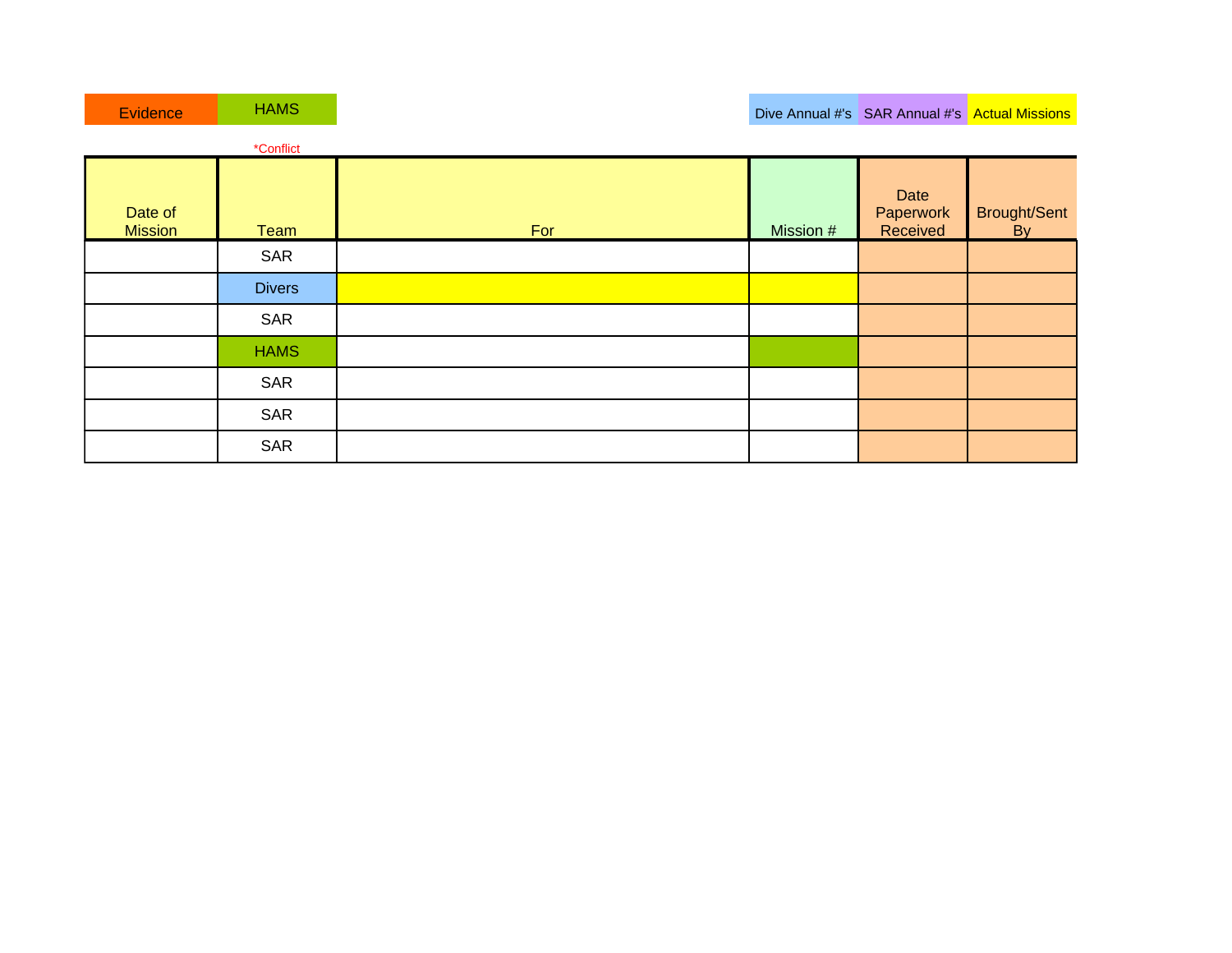Evidence | HAMS

Dive Annual #'s | SAR Annual #'s | Actual Missions

*Conflict

| Date of Mission | Team | For | Mission # | Date Paperwork Received | Brought/Sent By |
|---|---|---|---|---|---|
| | SAR | | | | |
| | Divers | | | | |
| | SAR | | | | |
| | HAMS | | | | |
| | SAR | | | | |
| | SAR | | | | |
| | SAR | | | | |